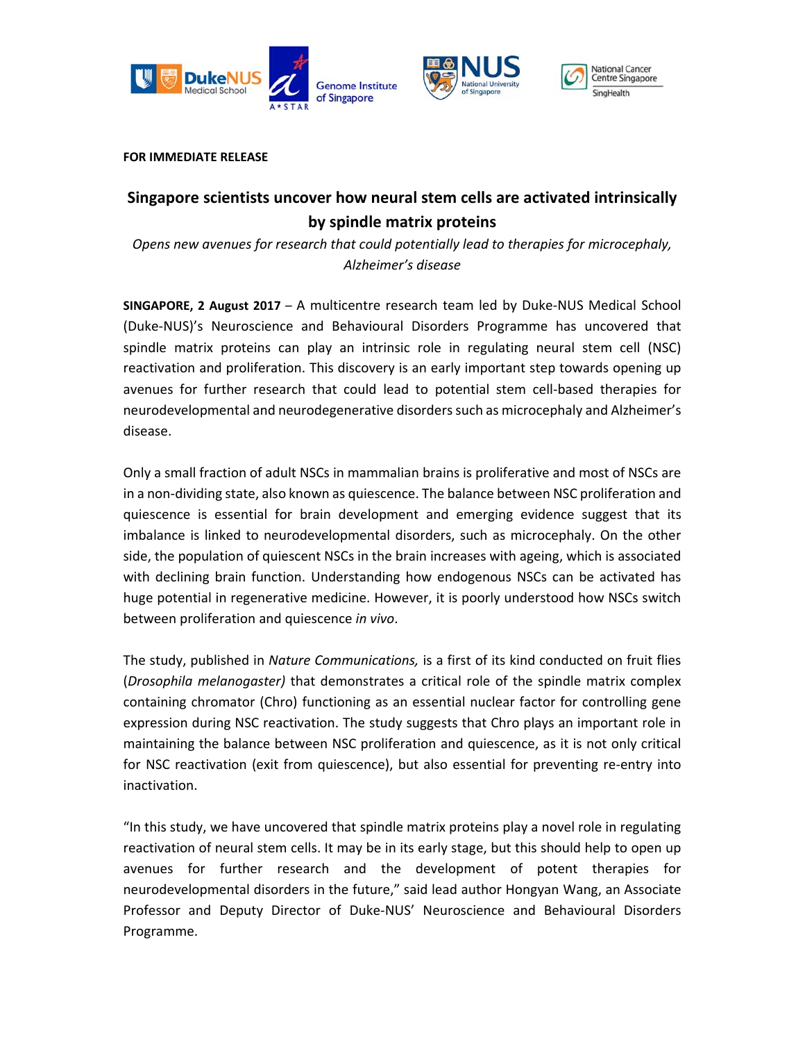**FOR IMMEDIATE RELEASE**

# Singapore scientists uncover how neural stem cells are activated intrinsically by spindle matrix proteins

*Opens new avenues for research that could potentially lead to therapies for microcephaly, Alzheimer's disease*

**SINGAPORE, 2 August 2017** – A multicentre research team led by Duke-NUS Medical School (Duke-NUS)'s Neuroscience and Behavioural Disorders Programme has uncovered that spindle matrix proteins can play an intrinsic role in regulating neural stem cell (NSC) reactivation and proliferation. This discovery is an early important step towards opening up avenues for further research that could lead to potential stem cell-based therapies for neurodevelopmental and neurodegenerative disorders such as microcephaly and Alzheimer's disease.

Only a small fraction of adult NSCs in mammalian brains is proliferative and most of NSCs are in a non-dividing state, also known as quiescence. The balance between NSC proliferation and quiescence is essential for brain development and emerging evidence suggest that its imbalance is linked to neurodevelopmental disorders, such as microcephaly. On the other side, the population of quiescent NSCs in the brain increases with ageing, which is associated with declining brain function. Understanding how endogenous NSCs can be activated has huge potential in regenerative medicine. However, it is poorly understood how NSCs switch between proliferation and quiescence *in vivo*.

The study, published in *Nature Communications,* is a first of its kind conducted on fruit flies (*Drosophila melanogaster)* that demonstrates a critical role of the spindle matrix complex containing chromator (Chro) functioning as an essential nuclear factor for controlling gene expression during NSC reactivation. The study suggests that Chro plays an important role in maintaining the balance between NSC proliferation and quiescence, as it is not only critical for NSC reactivation (exit from quiescence), but also essential for preventing re-entry into inactivation.

"In this study, we have uncovered that spindle matrix proteins play a novel role in regulating reactivation of neural stem cells. It may be in its early stage, but this should help to open up avenues for further research and the development of potent therapies for neurodevelopmental disorders in the future," said lead author Hongyan Wang, an Associate Professor and Deputy Director of Duke-NUS' Neuroscience and Behavioural Disorders Programme.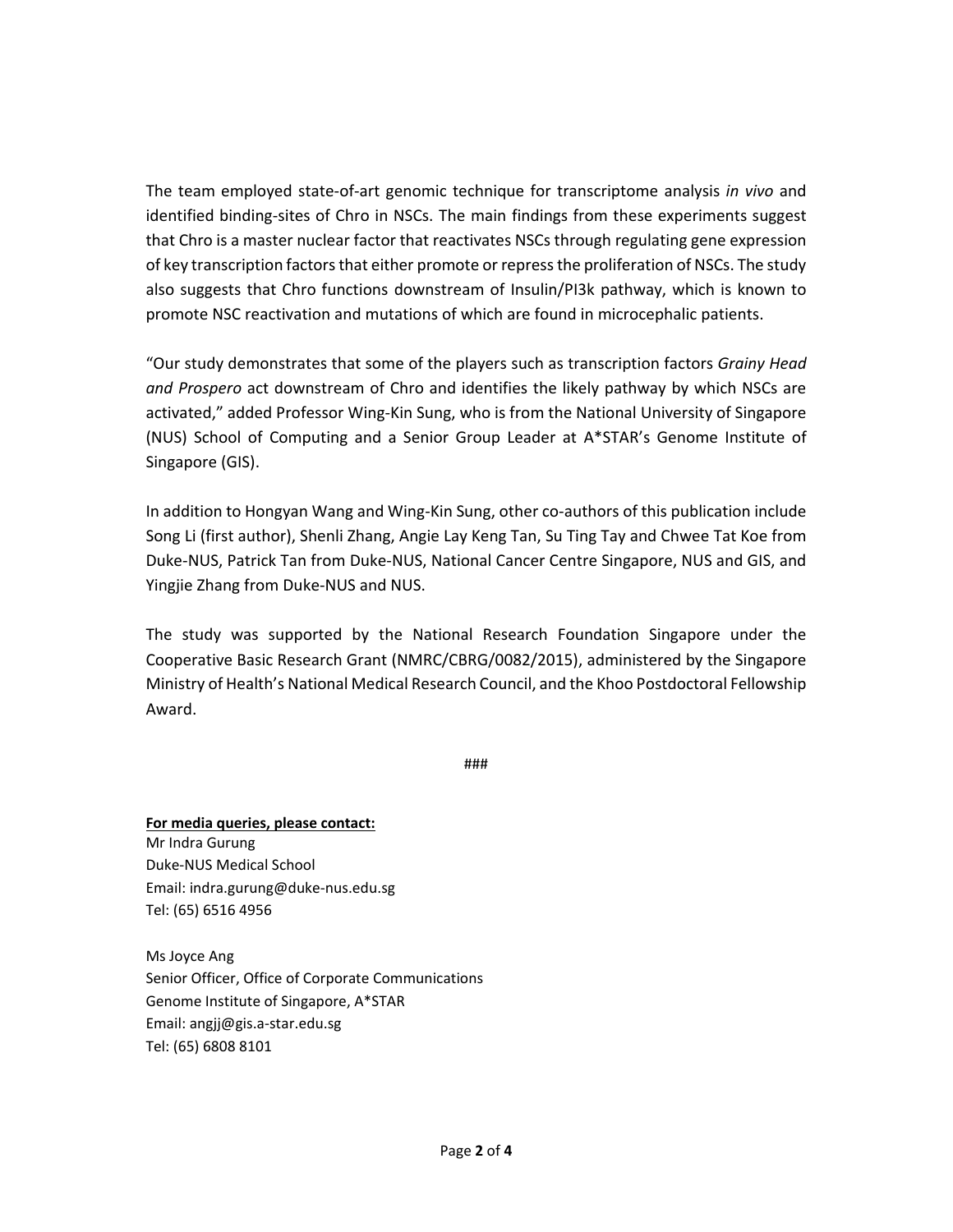The team employed state-of-art genomic technique for transcriptome analysis *in vivo* and identified binding-sites of Chro in NSCs. The main findings from these experiments suggest that Chro is a master nuclear factor that reactivates NSCs through regulating gene expression of key transcription factors that either promote or repress the proliferation of NSCs. The study also suggests that Chro functions downstream of Insulin/PI3k pathway, which is known to promote NSC reactivation and mutations of which are found in microcephalic patients.

"Our study demonstrates that some of the players such as transcription factors *Grainy Head and Prospero* act downstream of Chro and identifies the likely pathway by which NSCs are activated," added Professor Wing-Kin Sung, who is from the National University of Singapore (NUS) School of Computing and a Senior Group Leader at A*STAR's Genome Institute of Singapore (GIS).

In addition to Hongyan Wang and Wing-Kin Sung, other co-authors of this publication include Song Li (first author), Shenli Zhang, Angie Lay Keng Tan, Su Ting Tay and Chwee Tat Koe from Duke-NUS, Patrick Tan from Duke-NUS, National Cancer Centre Singapore, NUS and GIS, and Yingjie Zhang from Duke-NUS and NUS.

The study was supported by the National Research Foundation Singapore under the Cooperative Basic Research Grant (NMRC/CBRG/0082/2015), administered by the Singapore Ministry of Health's National Medical Research Council, and the Khoo Postdoctoral Fellowship Award.

###

**For media queries, please contact:**

Mr Indra Gurung
Duke-NUS Medical School
Email: indra.gurung@duke-nus.edu.sg
Tel: (65) 6516 4956

Ms Joyce Ang
Senior Officer, Office of Corporate Communications
Genome Institute of Singapore, A*STAR
Email: angjj@gis.a-star.edu.sg
Tel: (65) 6808 8101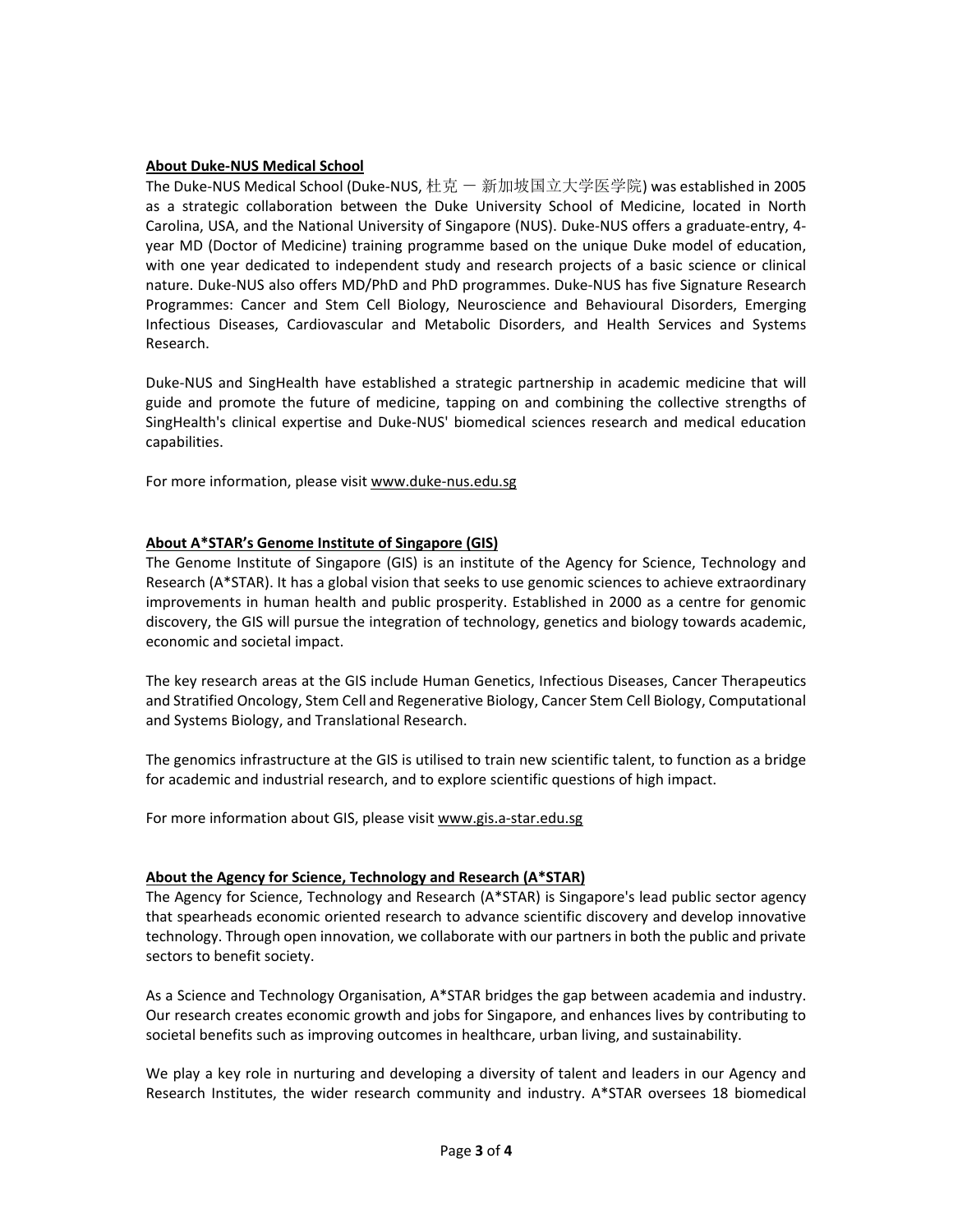**About Duke-NUS Medical School**

The Duke-NUS Medical School (Duke-NUS, 杜克 ー 新加坡国立大学医学院) was established in 2005 as a strategic collaboration between the Duke University School of Medicine, located in North Carolina, USA, and the National University of Singapore (NUS). Duke-NUS offers a graduate-entry, 4-year MD (Doctor of Medicine) training programme based on the unique Duke model of education, with one year dedicated to independent study and research projects of a basic science or clinical nature. Duke-NUS also offers MD/PhD and PhD programmes. Duke-NUS has five Signature Research Programmes: Cancer and Stem Cell Biology, Neuroscience and Behavioural Disorders, Emerging Infectious Diseases, Cardiovascular and Metabolic Disorders, and Health Services and Systems Research.

Duke-NUS and SingHealth have established a strategic partnership in academic medicine that will guide and promote the future of medicine, tapping on and combining the collective strengths of SingHealth's clinical expertise and Duke-NUS' biomedical sciences research and medical education capabilities.

For more information, please visit www.duke-nus.edu.sg

**About A*STAR's Genome Institute of Singapore (GIS)**

The Genome Institute of Singapore (GIS) is an institute of the Agency for Science, Technology and Research (A*STAR). It has a global vision that seeks to use genomic sciences to achieve extraordinary improvements in human health and public prosperity. Established in 2000 as a centre for genomic discovery, the GIS will pursue the integration of technology, genetics and biology towards academic, economic and societal impact.

The key research areas at the GIS include Human Genetics, Infectious Diseases, Cancer Therapeutics and Stratified Oncology, Stem Cell and Regenerative Biology, Cancer Stem Cell Biology, Computational and Systems Biology, and Translational Research.

The genomics infrastructure at the GIS is utilised to train new scientific talent, to function as a bridge for academic and industrial research, and to explore scientific questions of high impact.

For more information about GIS, please visit www.gis.a-star.edu.sg

**About the Agency for Science, Technology and Research (A*STAR)**

The Agency for Science, Technology and Research (A*STAR) is Singapore's lead public sector agency that spearheads economic oriented research to advance scientific discovery and develop innovative technology. Through open innovation, we collaborate with our partners in both the public and private sectors to benefit society.

As a Science and Technology Organisation, A*STAR bridges the gap between academia and industry. Our research creates economic growth and jobs for Singapore, and enhances lives by contributing to societal benefits such as improving outcomes in healthcare, urban living, and sustainability.

We play a key role in nurturing and developing a diversity of talent and leaders in our Agency and Research Institutes, the wider research community and industry. A*STAR oversees 18 biomedical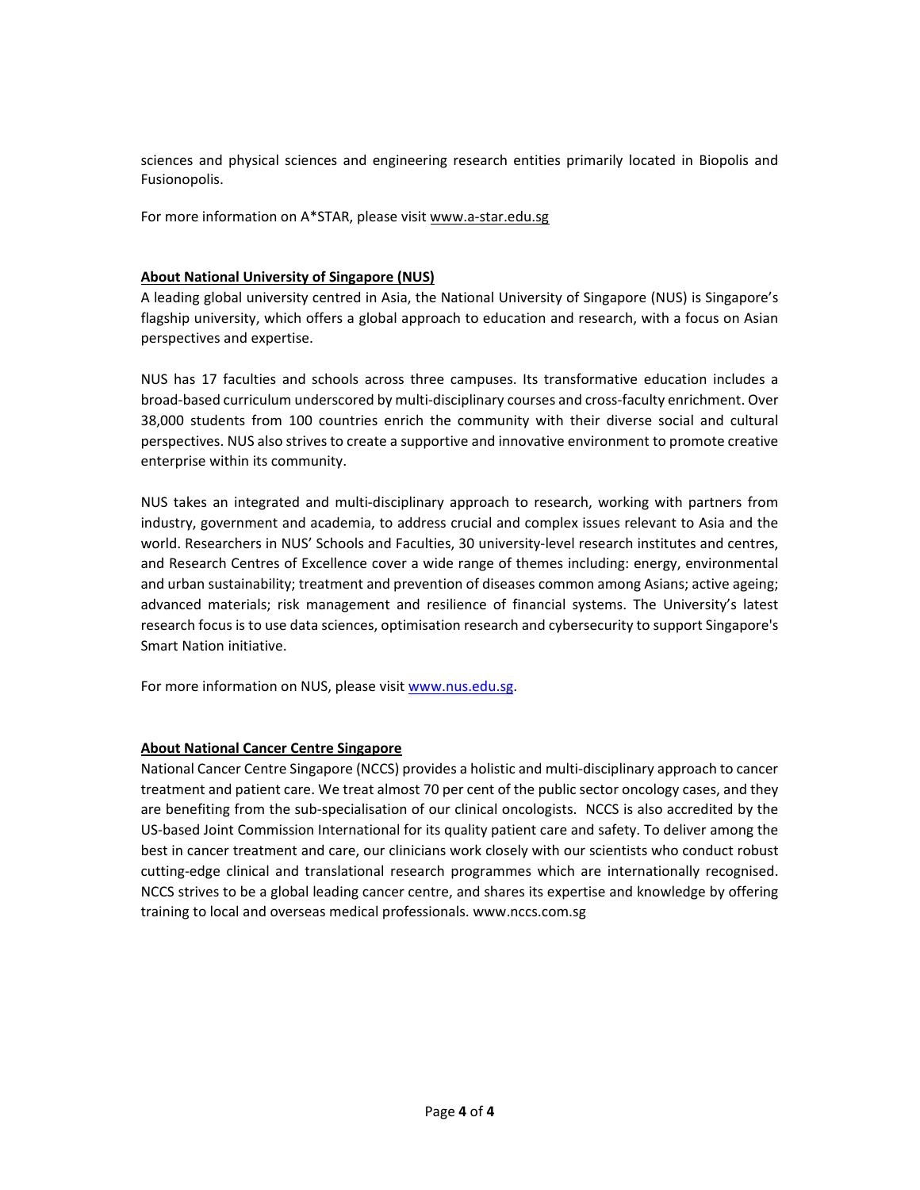sciences and physical sciences and engineering research entities primarily located in Biopolis and Fusionopolis.

For more information on A*STAR, please visit www.a-star.edu.sg

## About National University of Singapore (NUS)

A leading global university centred in Asia, the National University of Singapore (NUS) is Singapore's flagship university, which offers a global approach to education and research, with a focus on Asian perspectives and expertise.

NUS has 17 faculties and schools across three campuses. Its transformative education includes a broad-based curriculum underscored by multi-disciplinary courses and cross-faculty enrichment. Over 38,000 students from 100 countries enrich the community with their diverse social and cultural perspectives. NUS also strives to create a supportive and innovative environment to promote creative enterprise within its community.

NUS takes an integrated and multi-disciplinary approach to research, working with partners from industry, government and academia, to address crucial and complex issues relevant to Asia and the world. Researchers in NUS' Schools and Faculties, 30 university-level research institutes and centres, and Research Centres of Excellence cover a wide range of themes including: energy, environmental and urban sustainability; treatment and prevention of diseases common among Asians; active ageing; advanced materials; risk management and resilience of financial systems. The University's latest research focus is to use data sciences, optimisation research and cybersecurity to support Singapore's Smart Nation initiative.

For more information on NUS, please visit www.nus.edu.sg.

## About National Cancer Centre Singapore

National Cancer Centre Singapore (NCCS) provides a holistic and multi-disciplinary approach to cancer treatment and patient care. We treat almost 70 per cent of the public sector oncology cases, and they are benefiting from the sub-specialisation of our clinical oncologists. NCCS is also accredited by the US-based Joint Commission International for its quality patient care and safety. To deliver among the best in cancer treatment and care, our clinicians work closely with our scientists who conduct robust cutting-edge clinical and translational research programmes which are internationally recognised. NCCS strives to be a global leading cancer centre, and shares its expertise and knowledge by offering training to local and overseas medical professionals. www.nccs.com.sg